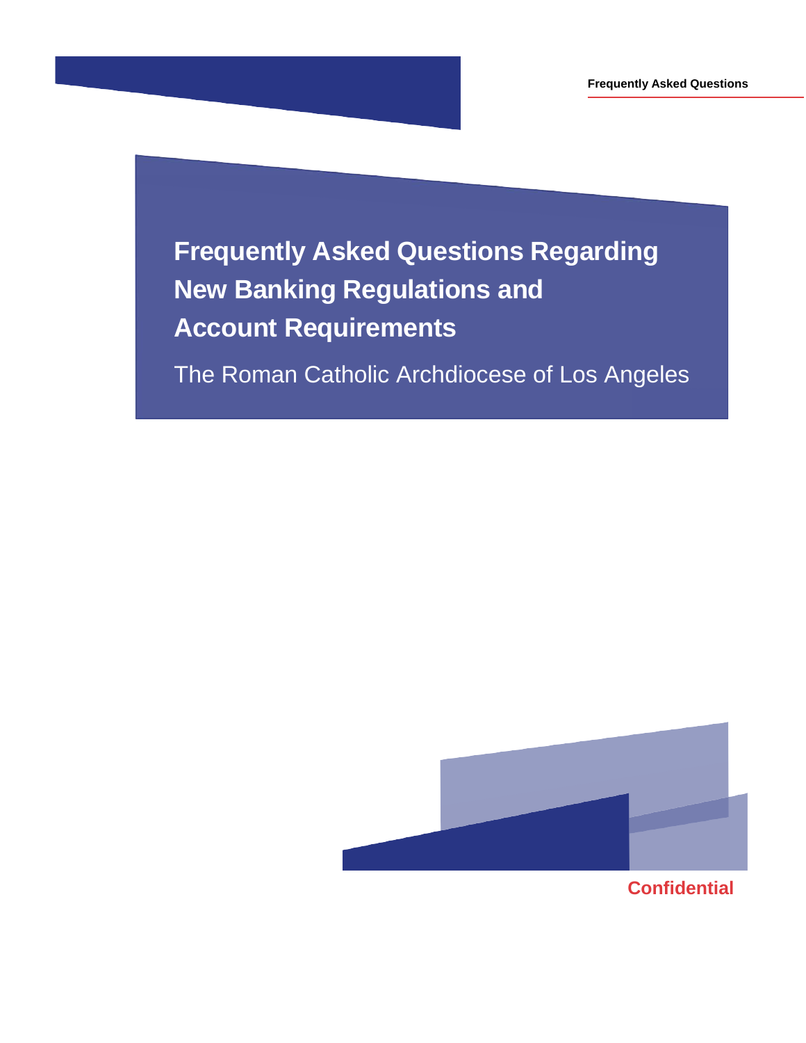# Frequently Asked Questions Regarding New Banking Regulations and Account Requirements

The Roman Catholic Archdiocese of Los Angeles

**Confidential**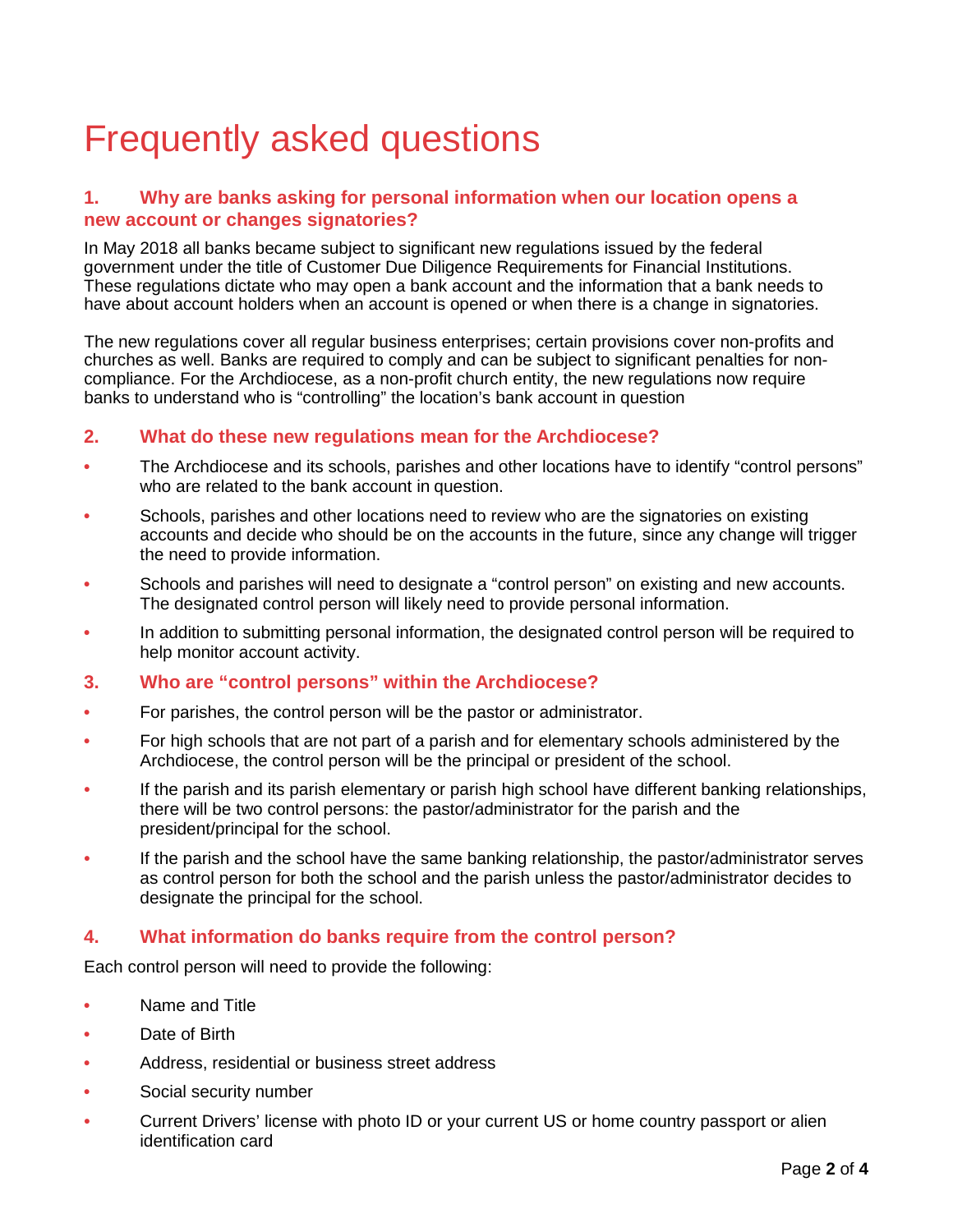# Frequently asked questions

### 1. Why are banks asking for personal information when our location opens a new account or changes signatories?

In May 2018 all banks became subject to significant new regulations issued by the federal government under the title of Customer Due Diligence Requirements for Financial Institutions. These regulations dictate who may open a bank account and the information that a bank needs to have about account holders when an account is opened or when there is a change in signatories.

The new regulations cover all regular business enterprises; certain provisions cover non-profits and churches as well. Banks are required to comply and can be subject to significant penalties for non-compliance. For the Archdiocese, as a non-profit church entity, the new regulations now require banks to understand who is "controlling" the location's bank account in question

### 2. What do these new regulations mean for the Archdiocese?

- The Archdiocese and its schools, parishes and other locations have to identify "control persons" who are related to the bank account in question.
- Schools, parishes and other locations need to review who are the signatories on existing accounts and decide who should be on the accounts in the future, since any change will trigger the need to provide information.
- Schools and parishes will need to designate a "control person" on existing and new accounts. The designated control person will likely need to provide personal information.
- In addition to submitting personal information, the designated control person will be required to help monitor account activity.

### 3. Who are "control persons" within the Archdiocese?

- For parishes, the control person will be the pastor or administrator.
- For high schools that are not part of a parish and for elementary schools administered by the Archdiocese, the control person will be the principal or president of the school.
- If the parish and its parish elementary or parish high school have different banking relationships, there will be two control persons: the pastor/administrator for the parish and the president/principal for the school.
- If the parish and the school have the same banking relationship, the pastor/administrator serves as control person for both the school and the parish unless the pastor/administrator decides to designate the principal for the school.

### 4. What information do banks require from the control person?

Each control person will need to provide the following:

- Name and Title
- Date of Birth
- Address, residential or business street address
- Social security number
- Current Drivers' license with photo ID or your current US or home country passport or alien identification card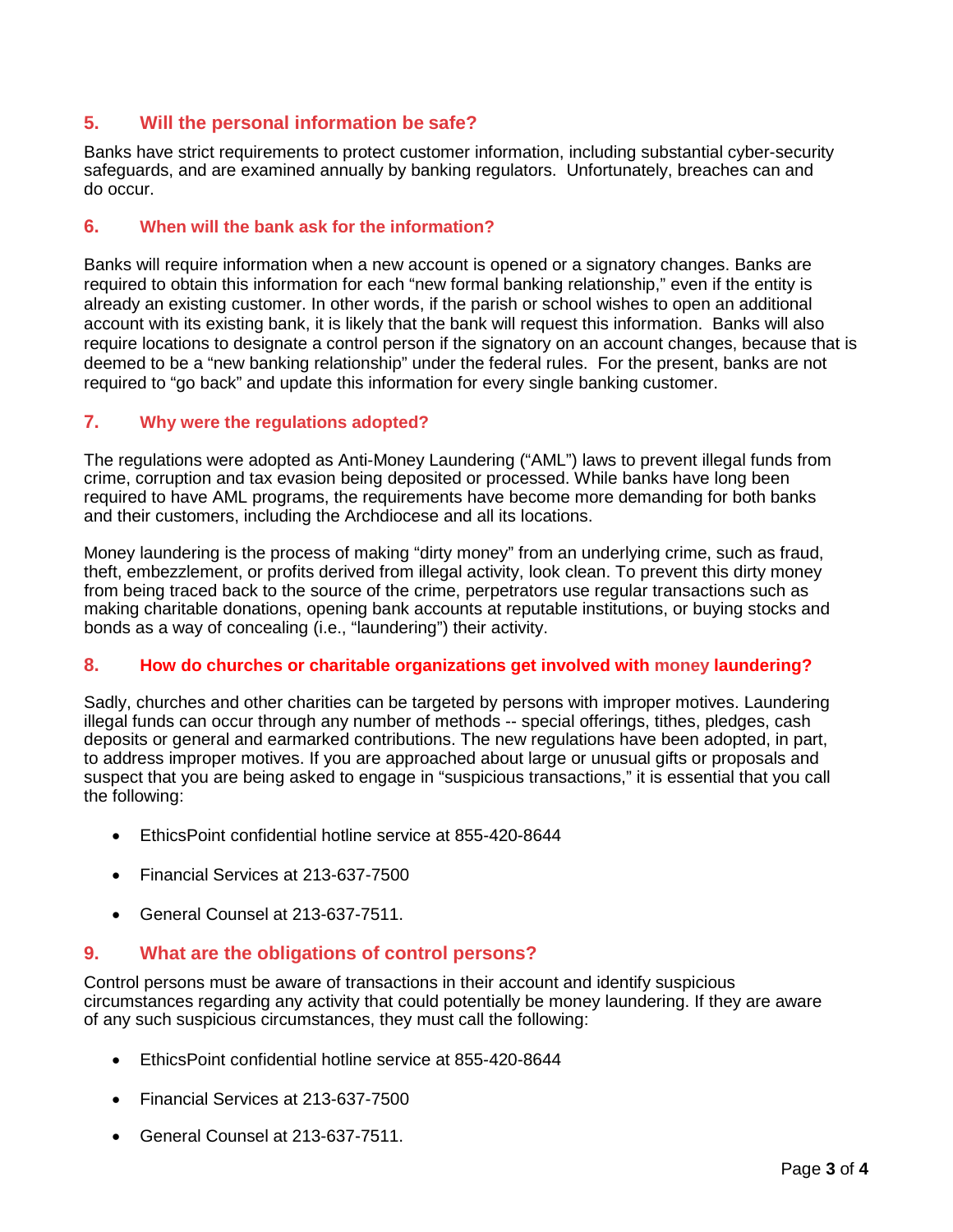## 5. Will the personal information be safe?

Banks have strict requirements to protect customer information, including substantial cyber-security safeguards, and are examined annually by banking regulators. Unfortunately, breaches can and do occur.

## 6. When will the bank ask for the information?

Banks will require information when a new account is opened or a signatory changes. Banks are required to obtain this information for each "new formal banking relationship," even if the entity is already an existing customer. In other words, if the parish or school wishes to open an additional account with its existing bank, it is likely that the bank will request this information. Banks will also require locations to designate a control person if the signatory on an account changes, because that is deemed to be a "new banking relationship" under the federal rules. For the present, banks are not required to "go back" and update this information for every single banking customer.

## 7. Why were the regulations adopted?

The regulations were adopted as Anti-Money Laundering ("AML") laws to prevent illegal funds from crime, corruption and tax evasion being deposited or processed. While banks have long been required to have AML programs, the requirements have become more demanding for both banks and their customers, including the Archdiocese and all its locations.

Money laundering is the process of making "dirty money" from an underlying crime, such as fraud, theft, embezzlement, or profits derived from illegal activity, look clean. To prevent this dirty money from being traced back to the source of the crime, perpetrators use regular transactions such as making charitable donations, opening bank accounts at reputable institutions, or buying stocks and bonds as a way of concealing (i.e., "laundering") their activity.

## 8. How do churches or charitable organizations get involved with money laundering?

Sadly, churches and other charities can be targeted by persons with improper motives. Laundering illegal funds can occur through any number of methods -- special offerings, tithes, pledges, cash deposits or general and earmarked contributions. The new regulations have been adopted, in part, to address improper motives. If you are approached about large or unusual gifts or proposals and suspect that you are being asked to engage in "suspicious transactions," it is essential that you call the following:

- EthicsPoint confidential hotline service at 855-420-8644
- Financial Services at 213-637-7500
- General Counsel at 213-637-7511.

## 9. What are the obligations of control persons?

Control persons must be aware of transactions in their account and identify suspicious circumstances regarding any activity that could potentially be money laundering. If they are aware of any such suspicious circumstances, they must call the following:

- EthicsPoint confidential hotline service at 855-420-8644
- Financial Services at 213-637-7500
- General Counsel at 213-637-7511.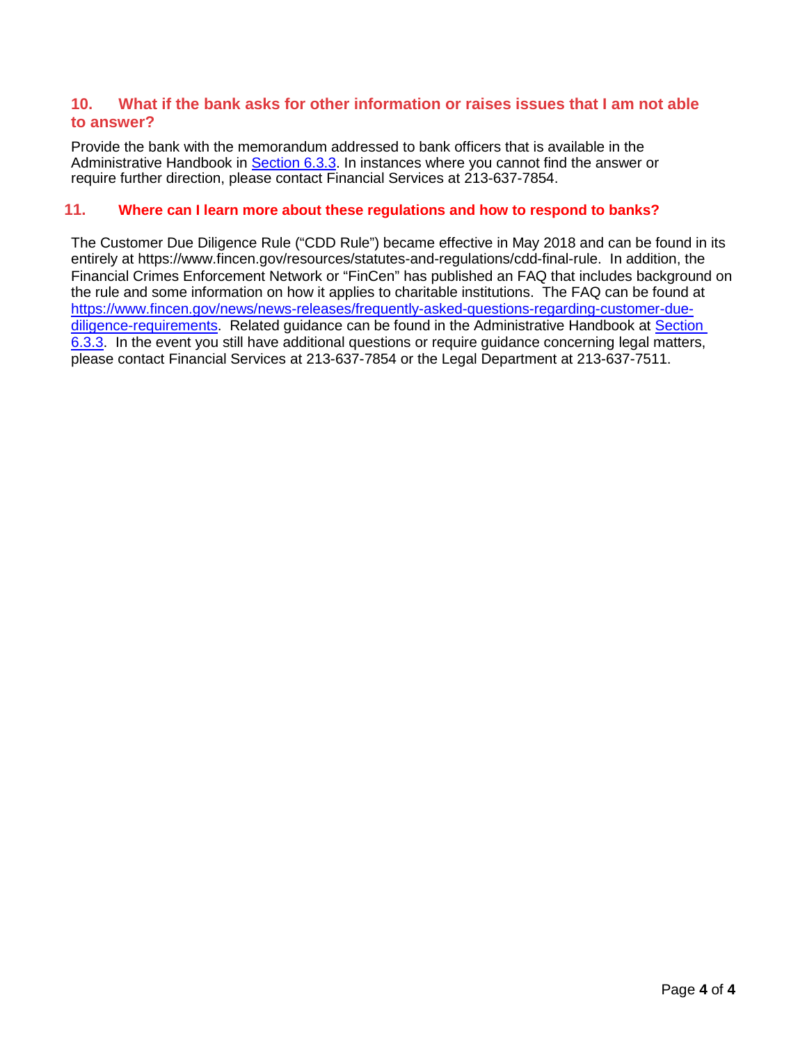## 10. What if the bank asks for other information or raises issues that I am not able to answer?

Provide the bank with the memorandum addressed to bank officers that is available in the Administrative Handbook in [Section 6.3.3](). In instances where you cannot find the answer or require further direction, please contact Financial Services at 213-637-7854.

## 11. Where can I learn more about these regulations and how to respond to banks?

The Customer Due Diligence Rule ("CDD Rule") became effective in May 2018 and can be found in its entirely at https://www.fincen.gov/resources/statutes-and-regulations/cdd-final-rule. In addition, the Financial Crimes Enforcement Network or "FinCen" has published an FAQ that includes background on the rule and some information on how it applies to charitable institutions. The FAQ can be found at https://www.fincen.gov/news/news-releases/frequently-asked-questions-regarding-customer-due-diligence-requirements. Related guidance can be found in the Administrative Handbook at Section 6.3.3. In the event you still have additional questions or require guidance concerning legal matters, please contact Financial Services at 213-637-7854 or the Legal Department at 213-637-7511.